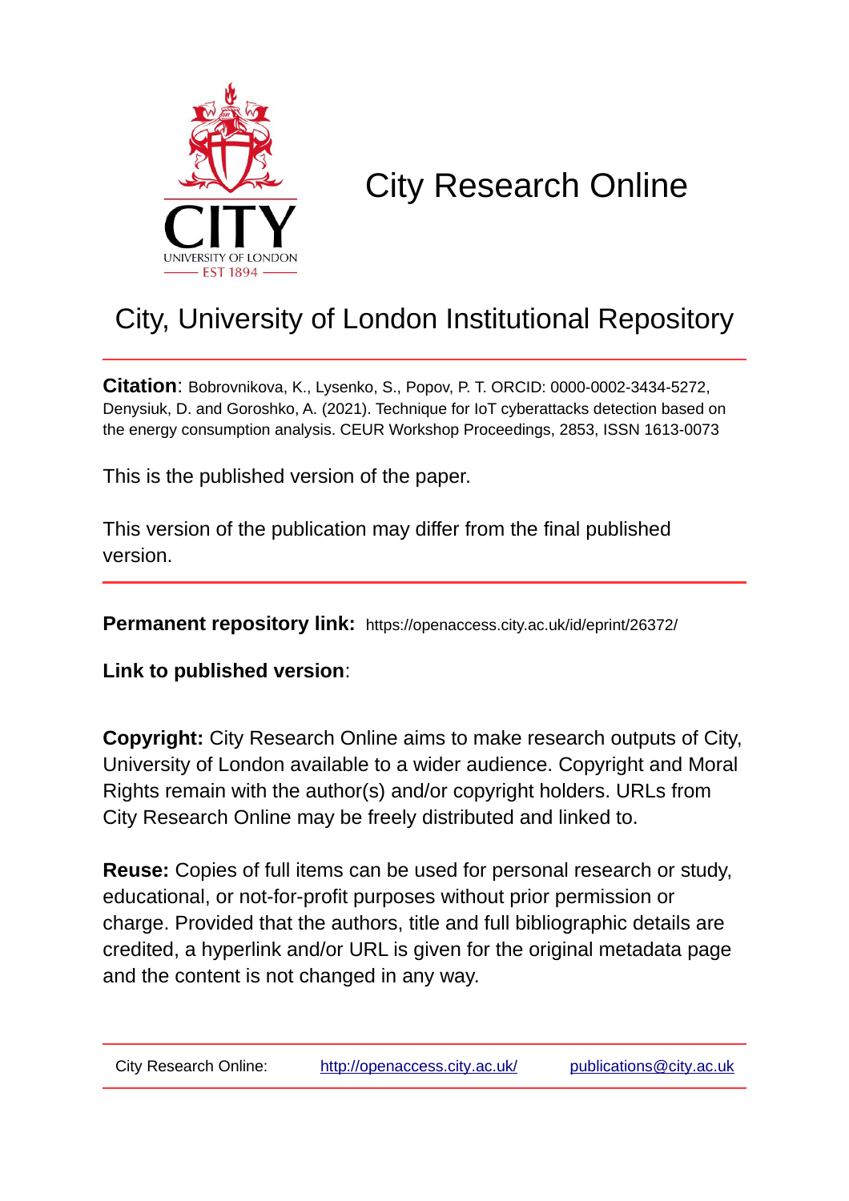# City Research Online

## City, University of London Institutional Repository

**Citation**: Bobrovnikova, K., Lysenko, S., Popov, P. T. ORCID: 0000-0002-3434-5272, Denysiuk, D. and Goroshko, A. (2021). Technique for IoT cyberattacks detection based on the energy consumption analysis. CEUR Workshop Proceedings, 2853, ISSN 1613-0073

This is the published version of the paper.

This version of the publication may differ from the final published version.

**Permanent repository link:** https://openaccess.city.ac.uk/id/eprint/26372/

**Link to published version**:

**Copyright:** City Research Online aims to make research outputs of City, University of London available to a wider audience. Copyright and Moral Rights remain with the author(s) and/or copyright holders. URLs from City Research Online may be freely distributed and linked to.

**Reuse:** Copies of full items can be used for personal research or study, educational, or not-for-profit purposes without prior permission or charge. Provided that the authors, title and full bibliographic details are credited, a hyperlink and/or URL is given for the original metadata page and the content is not changed in any way.

City Research Online: http://openaccess.city.ac.uk/ publications@city.ac.uk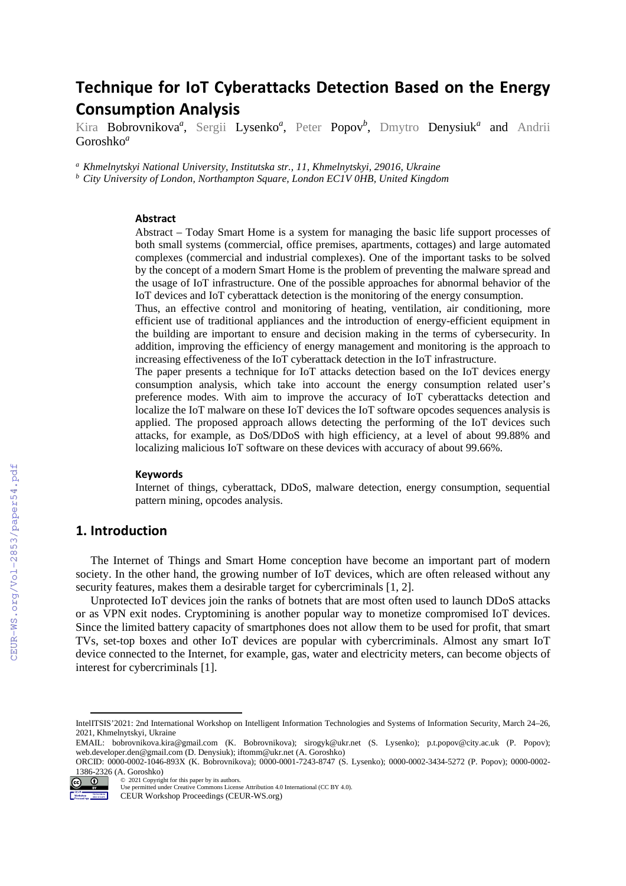# Technique for IoT Cyberattacks Detection Based on the Energy Consumption Analysis

Kira Bobrovnikova[a], Sergii Lysenko[a], Peter Popov[b], Dmytro Denysiuk[a] and Andrii Goroshko[a]

[a] *Khmelnytskyi National University, Institutska str., 11, Khmelnytskyi, 29016, Ukraine*
[b] *City University of London, Northampton Square, London EC1V 0HB, United Kingdom*

### Abstract

Abstract – Today Smart Home is a system for managing the basic life support processes of both small systems (commercial, office premises, apartments, cottages) and large automated complexes (commercial and industrial complexes). One of the important tasks to be solved by the concept of a modern Smart Home is the problem of preventing the malware spread and the usage of IoT infrastructure. One of the possible approaches for abnormal behavior of the IoT devices and IoT cyberattack detection is the monitoring of the energy consumption.

Thus, an effective control and monitoring of heating, ventilation, air conditioning, more efficient use of traditional appliances and the introduction of energy-efficient equipment in the building are important to ensure and decision making in the terms of cybersecurity. In addition, improving the efficiency of energy management and monitoring is the approach to increasing effectiveness of the IoT cyberattack detection in the IoT infrastructure.

The paper presents a technique for IoT attacks detection based on the IoT devices energy consumption analysis, which take into account the energy consumption related user's preference modes. With aim to improve the accuracy of IoT cyberattacks detection and localize the IoT malware on these IoT devices the IoT software opcodes sequences analysis is applied. The proposed approach allows detecting the performing of the IoT devices such attacks, for example, as DoS/DDoS with high efficiency, at a level of about 99.88% and localizing malicious IoT software on these devices with accuracy of about 99.66%.

### Keywords

Internet of things, cyberattack, DDoS, malware detection, energy consumption, sequential pattern mining, opcodes analysis.

## 1. Introduction

The Internet of Things and Smart Home conception have become an important part of modern society. In the other hand, the growing number of IoT devices, which are often released without any security features, makes them a desirable target for cybercriminals [1, 2].

Unprotected IoT devices join the ranks of botnets that are most often used to launch DDoS attacks or as VPN exit nodes. Cryptomining is another popular way to monetize compromised IoT devices. Since the limited battery capacity of smartphones does not allow them to be used for profit, that smart TVs, set-top boxes and other IoT devices are popular with cybercriminals. Almost any smart IoT device connected to the Internet, for example, gas, water and electricity meters, can become objects of interest for cybercriminals [1].

---

IntelITSIS'2021: 2nd International Workshop on Intelligent Information Technologies and Systems of Information Security, March 24–26, 2021, Khmelnytskyi, Ukraine

EMAIL: bobrovnikova.kira@gmail.com (K. Bobrovnikova); sirogyk@ukr.net (S. Lysenko); p.t.popov@city.ac.uk (P. Popov); web.developer.den@gmail.com (D. Denysiuk); iftomm@ukr.net (A. Goroshko)

ORCID: 0000-0002-1046-893X (K. Bobrovnikova); 0000-0001-7243-8747 (S. Lysenko); 0000-0002-3434-5272 (P. Popov); 0000-0002-1386-2326 (A. Goroshko)

© 2021 Copyright for this paper by its authors.
Use permitted under Creative Commons License Attribution 4.0 International (CC BY 4.0).
CEUR Workshop Proceedings (CEUR-WS.org)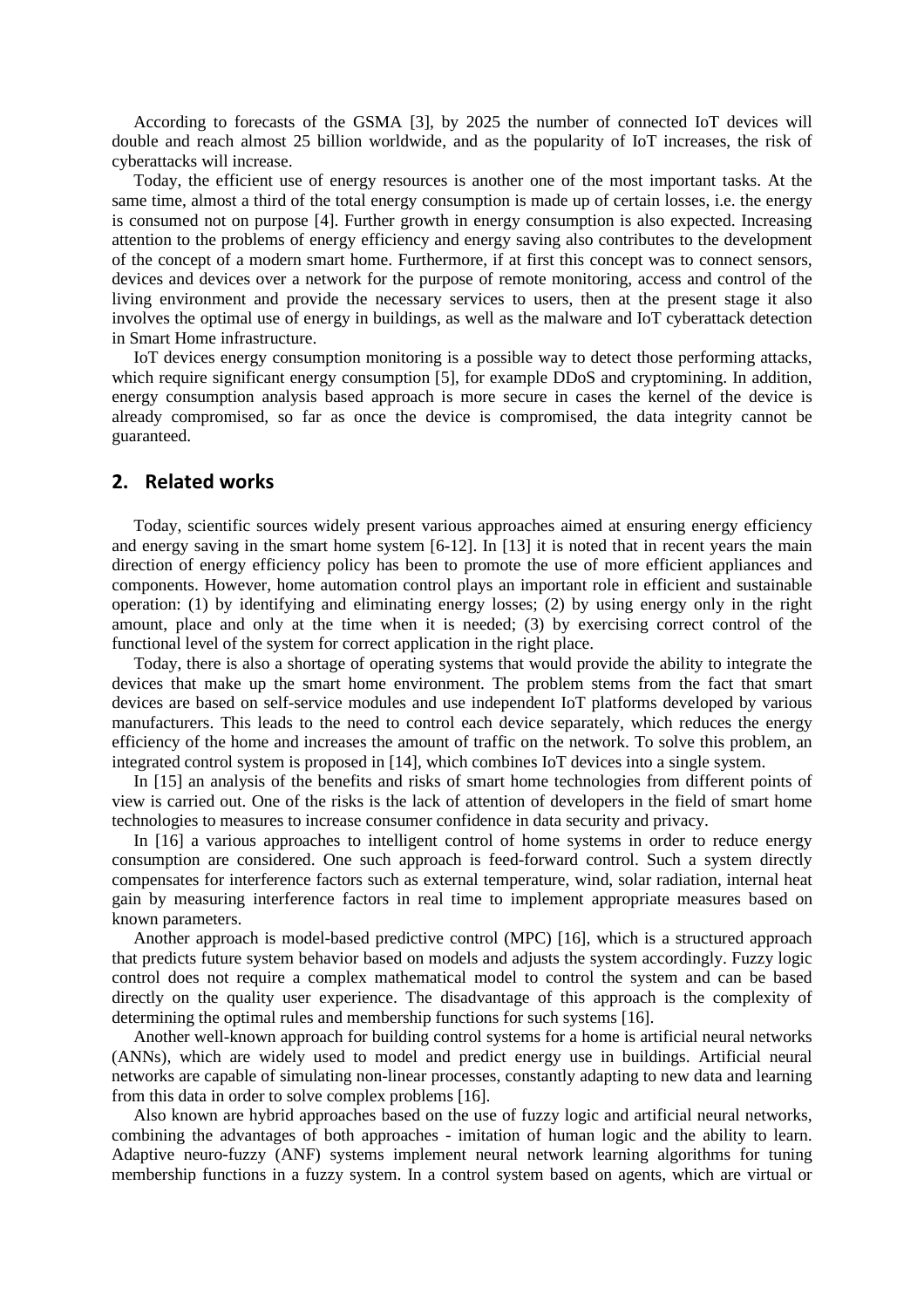According to forecasts of the GSMA [3], by 2025 the number of connected IoT devices will double and reach almost 25 billion worldwide, and as the popularity of IoT increases, the risk of cyberattacks will increase.

Today, the efficient use of energy resources is another one of the most important tasks. At the same time, almost a third of the total energy consumption is made up of certain losses, i.e. the energy is consumed not on purpose [4]. Further growth in energy consumption is also expected. Increasing attention to the problems of energy efficiency and energy saving also contributes to the development of the concept of a modern smart home. Furthermore, if at first this concept was to connect sensors, devices and devices over a network for the purpose of remote monitoring, access and control of the living environment and provide the necessary services to users, then at the present stage it also involves the optimal use of energy in buildings, as well as the malware and IoT cyberattack detection in Smart Home infrastructure.

IoT devices energy consumption monitoring is a possible way to detect those performing attacks, which require significant energy consumption [5], for example DDoS and cryptomining. In addition, energy consumption analysis based approach is more secure in cases the kernel of the device is already compromised, so far as once the device is compromised, the data integrity cannot be guaranteed.

## 2. Related works

Today, scientific sources widely present various approaches aimed at ensuring energy efficiency and energy saving in the smart home system [6-12]. In [13] it is noted that in recent years the main direction of energy efficiency policy has been to promote the use of more efficient appliances and components. However, home automation control plays an important role in efficient and sustainable operation: (1) by identifying and eliminating energy losses; (2) by using energy only in the right amount, place and only at the time when it is needed; (3) by exercising correct control of the functional level of the system for correct application in the right place.

Today, there is also a shortage of operating systems that would provide the ability to integrate the devices that make up the smart home environment. The problem stems from the fact that smart devices are based on self-service modules and use independent IoT platforms developed by various manufacturers. This leads to the need to control each device separately, which reduces the energy efficiency of the home and increases the amount of traffic on the network. To solve this problem, an integrated control system is proposed in [14], which combines IoT devices into a single system.

In [15] an analysis of the benefits and risks of smart home technologies from different points of view is carried out. One of the risks is the lack of attention of developers in the field of smart home technologies to measures to increase consumer confidence in data security and privacy.

In [16] a various approaches to intelligent control of home systems in order to reduce energy consumption are considered. One such approach is feed-forward control. Such a system directly compensates for interference factors such as external temperature, wind, solar radiation, internal heat gain by measuring interference factors in real time to implement appropriate measures based on known parameters.

Another approach is model-based predictive control (MPC) [16], which is a structured approach that predicts future system behavior based on models and adjusts the system accordingly. Fuzzy logic control does not require a complex mathematical model to control the system and can be based directly on the quality user experience. The disadvantage of this approach is the complexity of determining the optimal rules and membership functions for such systems [16].

Another well-known approach for building control systems for a home is artificial neural networks (ANNs), which are widely used to model and predict energy use in buildings. Artificial neural networks are capable of simulating non-linear processes, constantly adapting to new data and learning from this data in order to solve complex problems [16].

Also known are hybrid approaches based on the use of fuzzy logic and artificial neural networks, combining the advantages of both approaches - imitation of human logic and the ability to learn. Adaptive neuro-fuzzy (ANF) systems implement neural network learning algorithms for tuning membership functions in a fuzzy system. In a control system based on agents, which are virtual or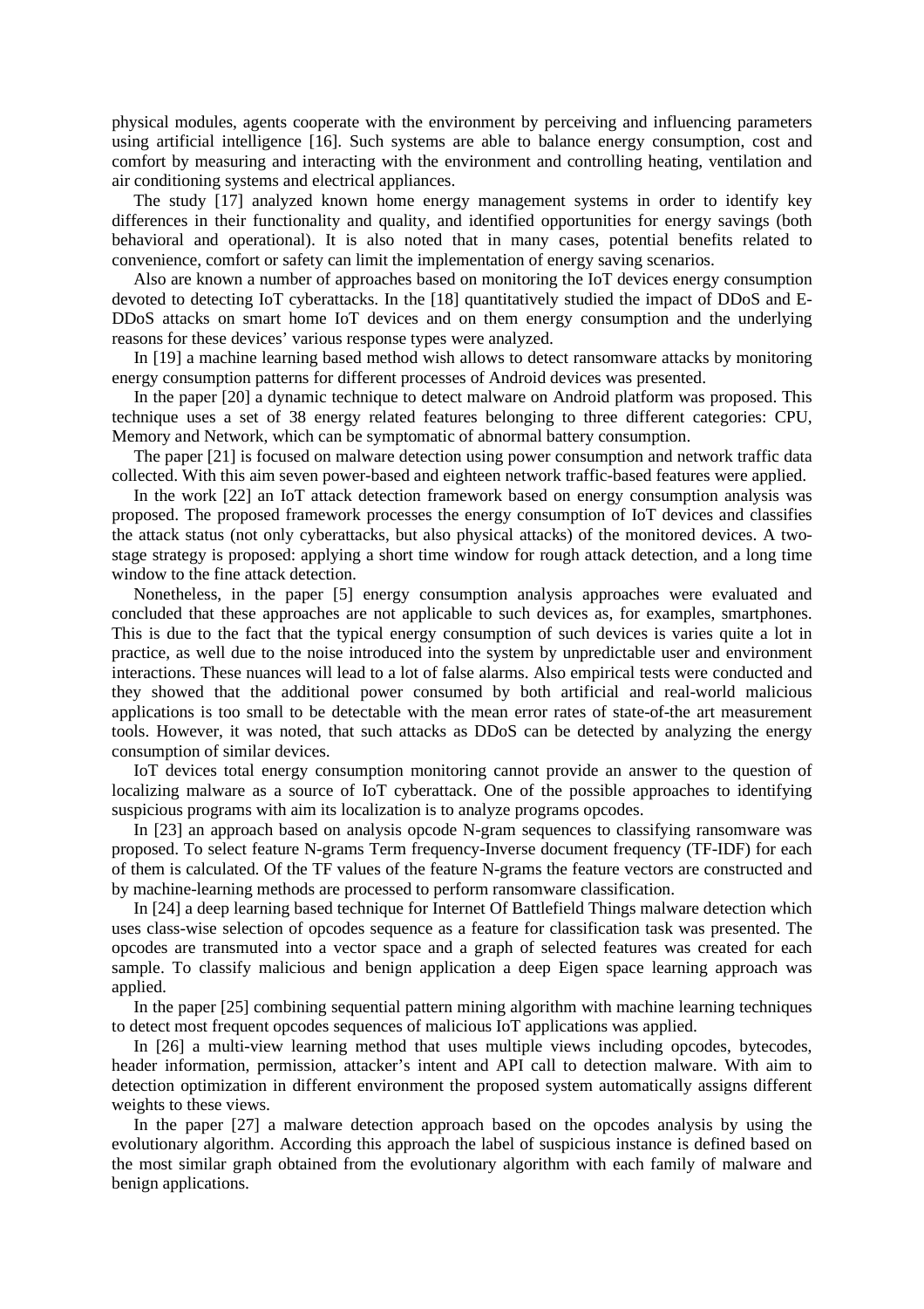physical modules, agents cooperate with the environment by perceiving and influencing parameters using artificial intelligence [16]. Such systems are able to balance energy consumption, cost and comfort by measuring and interacting with the environment and controlling heating, ventilation and air conditioning systems and electrical appliances.

The study [17] analyzed known home energy management systems in order to identify key differences in their functionality and quality, and identified opportunities for energy savings (both behavioral and operational). It is also noted that in many cases, potential benefits related to convenience, comfort or safety can limit the implementation of energy saving scenarios.

Also are known a number of approaches based on monitoring the IoT devices energy consumption devoted to detecting IoT cyberattacks. In the [18] quantitatively studied the impact of DDoS and E-DDoS attacks on smart home IoT devices and on them energy consumption and the underlying reasons for these devices' various response types were analyzed.

In [19] a machine learning based method wish allows to detect ransomware attacks by monitoring energy consumption patterns for different processes of Android devices was presented.

In the paper [20] a dynamic technique to detect malware on Android platform was proposed. This technique uses a set of 38 energy related features belonging to three different categories: CPU, Memory and Network, which can be symptomatic of abnormal battery consumption.

The paper [21] is focused on malware detection using power consumption and network traffic data collected. With this aim seven power-based and eighteen network traffic-based features were applied.

In the work [22] an IoT attack detection framework based on energy consumption analysis was proposed. The proposed framework processes the energy consumption of IoT devices and classifies the attack status (not only cyberattacks, but also physical attacks) of the monitored devices. A two-stage strategy is proposed: applying a short time window for rough attack detection, and a long time window to the fine attack detection.

Nonetheless, in the paper [5] energy consumption analysis approaches were evaluated and concluded that these approaches are not applicable to such devices as, for examples, smartphones. This is due to the fact that the typical energy consumption of such devices is varies quite a lot in practice, as well due to the noise introduced into the system by unpredictable user and environment interactions. These nuances will lead to a lot of false alarms. Also empirical tests were conducted and they showed that the additional power consumed by both artificial and real-world malicious applications is too small to be detectable with the mean error rates of state-of-the art measurement tools. However, it was noted, that such attacks as DDoS can be detected by analyzing the energy consumption of similar devices.

IoT devices total energy consumption monitoring cannot provide an answer to the question of localizing malware as a source of IoT cyberattack. One of the possible approaches to identifying suspicious programs with aim its localization is to analyze programs opcodes.

In [23] an approach based on analysis opcode N-gram sequences to classifying ransomware was proposed. To select feature N-grams Term frequency-Inverse document frequency (TF-IDF) for each of them is calculated. Of the TF values of the feature N-grams the feature vectors are constructed and by machine-learning methods are processed to perform ransomware classification.

In [24] a deep learning based technique for Internet Of Battlefield Things malware detection which uses class-wise selection of opcodes sequence as a feature for classification task was presented. The opcodes are transmuted into a vector space and a graph of selected features was created for each sample. To classify malicious and benign application a deep Eigen space learning approach was applied.

In the paper [25] combining sequential pattern mining algorithm with machine learning techniques to detect most frequent opcodes sequences of malicious IoT applications was applied.

In [26] a multi-view learning method that uses multiple views including opcodes, bytecodes, header information, permission, attacker's intent and API call to detection malware. With aim to detection optimization in different environment the proposed system automatically assigns different weights to these views.

In the paper [27] a malware detection approach based on the opcodes analysis by using the evolutionary algorithm. According this approach the label of suspicious instance is defined based on the most similar graph obtained from the evolutionary algorithm with each family of malware and benign applications.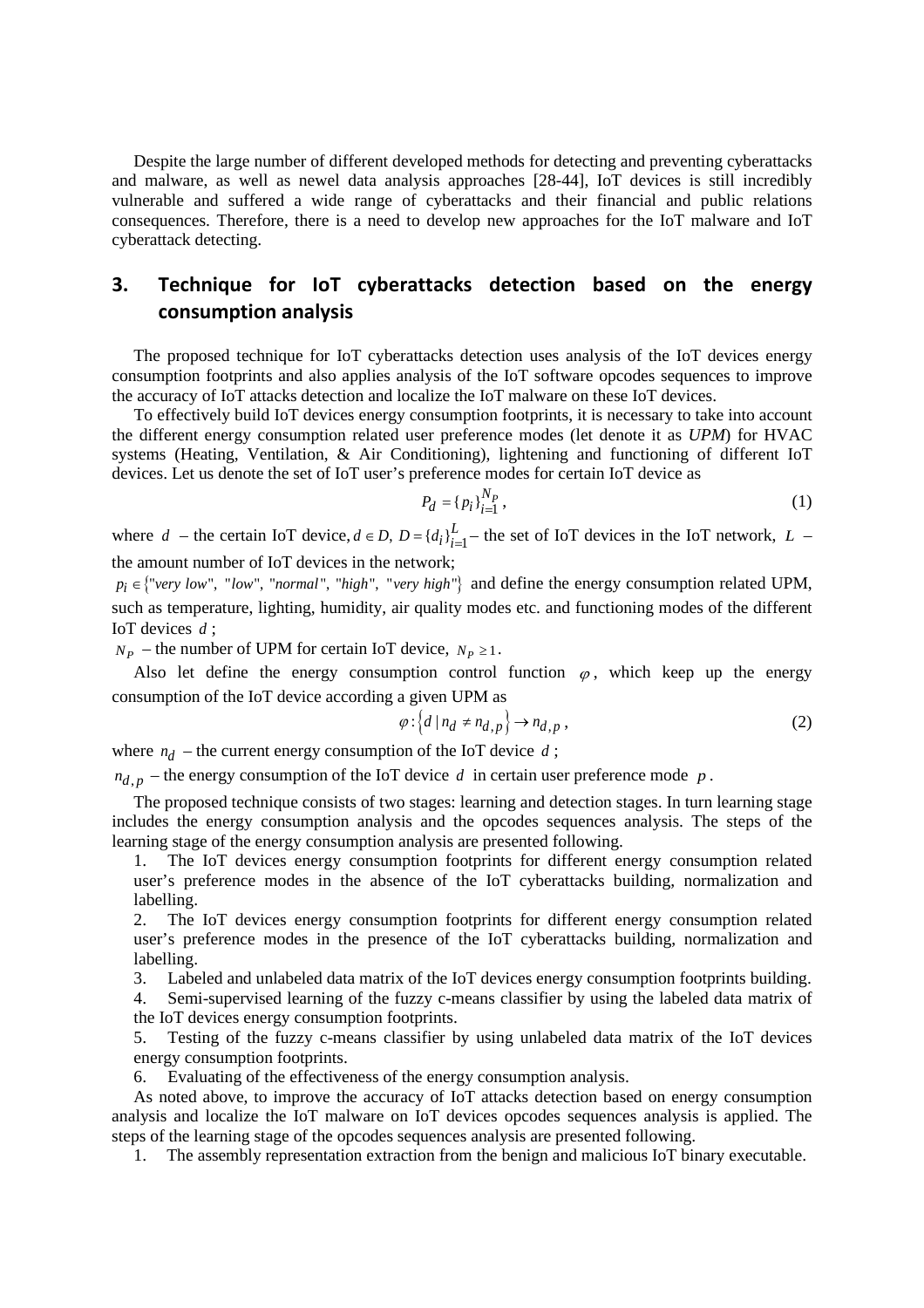Despite the large number of different developed methods for detecting and preventing cyberattacks and malware, as well as newel data analysis approaches [28-44], IoT devices is still incredibly vulnerable and suffered a wide range of cyberattacks and their financial and public relations consequences. Therefore, there is a need to develop new approaches for the IoT malware and IoT cyberattack detecting.

## 3. Technique for IoT cyberattacks detection based on the energy consumption analysis

The proposed technique for IoT cyberattacks detection uses analysis of the IoT devices energy consumption footprints and also applies analysis of the IoT software opcodes sequences to improve the accuracy of IoT attacks detection and localize the IoT malware on these IoT devices.

To effectively build IoT devices energy consumption footprints, it is necessary to take into account the different energy consumption related user preference modes (let denote it as *UPM*) for HVAC systems (Heating, Ventilation, & Air Conditioning), lightening and functioning of different IoT devices. Let us denote the set of IoT user's preference modes for certain IoT device as

$$P_d = \{p_i\}_{i=1}^{N_P}, \tag{1}$$

where $d$ – the certain IoT device, $d \in D$, $D = \{d_i\}_{i=1}^{L}$ – the set of IoT devices in the IoT network, $L$ – the amount number of IoT devices in the network;

$p_i \in \{\text{"very low"}, \text{"low"}, \text{"normal"}, \text{"high"}, \text{"very high"}\}$ and define the energy consumption related UPM, such as temperature, lighting, humidity, air quality modes etc. and functioning modes of the different IoT devices $d$;

$N_P$ – the number of UPM for certain IoT device, $N_P \geq 1$.

Also let define the energy consumption control function $\varphi$, which keep up the energy consumption of the IoT device according a given UPM as

$$\varphi : \left\{ d \mid n_d \neq n_{d,p} \right\} \to n_{d,p}, \tag{2}$$

where $n_d$ – the current energy consumption of the IoT device $d$;

$n_{d,p}$ – the energy consumption of the IoT device $d$ in certain user preference mode $p$.

The proposed technique consists of two stages: learning and detection stages. In turn learning stage includes the energy consumption analysis and the opcodes sequences analysis. The steps of the learning stage of the energy consumption analysis are presented following.

1. The IoT devices energy consumption footprints for different energy consumption related user's preference modes in the absence of the IoT cyberattacks building, normalization and labelling.
2. The IoT devices energy consumption footprints for different energy consumption related user's preference modes in the presence of the IoT cyberattacks building, normalization and labelling.
3. Labeled and unlabeled data matrix of the IoT devices energy consumption footprints building.
4. Semi-supervised learning of the fuzzy c-means classifier by using the labeled data matrix of the IoT devices energy consumption footprints.
5. Testing of the fuzzy c-means classifier by using unlabeled data matrix of the IoT devices energy consumption footprints.
6. Evaluating of the effectiveness of the energy consumption analysis.

As noted above, to improve the accuracy of IoT attacks detection based on energy consumption analysis and localize the IoT malware on IoT devices opcodes sequences analysis is applied. The steps of the learning stage of the opcodes sequences analysis are presented following.

1. The assembly representation extraction from the benign and malicious IoT binary executable.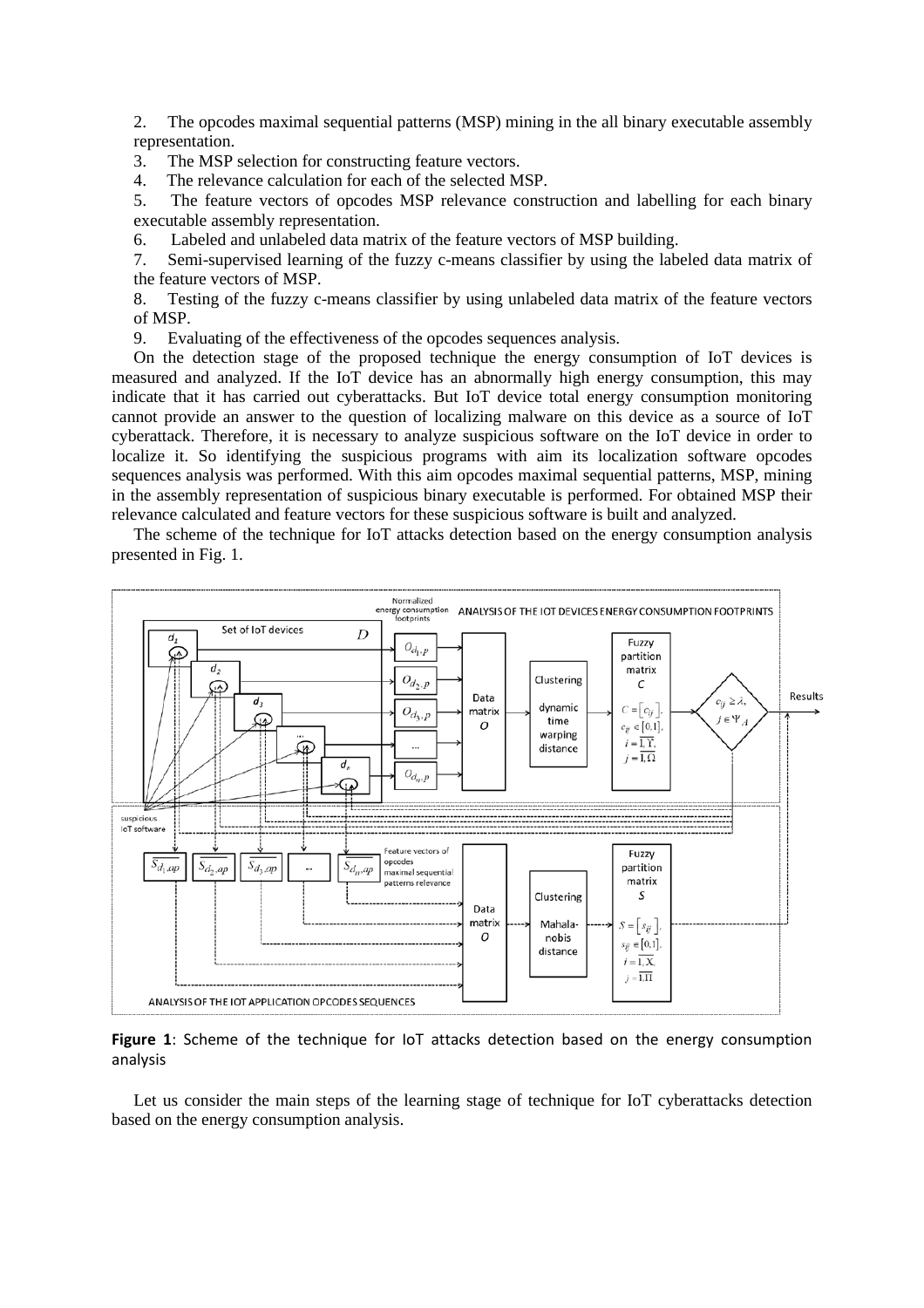2. The opcodes maximal sequential patterns (MSP) mining in the all binary executable assembly representation.
3. The MSP selection for constructing feature vectors.
4. The relevance calculation for each of the selected MSP.
5. The feature vectors of opcodes MSP relevance construction and labelling for each binary executable assembly representation.
6. Labeled and unlabeled data matrix of the feature vectors of MSP building.
7. Semi-supervised learning of the fuzzy c-means classifier by using the labeled data matrix of the feature vectors of MSP.
8. Testing of the fuzzy c-means classifier by using unlabeled data matrix of the feature vectors of MSP.
9. Evaluating of the effectiveness of the opcodes sequences analysis.

On the detection stage of the proposed technique the energy consumption of IoT devices is measured and analyzed. If the IoT device has an abnormally high energy consumption, this may indicate that it has carried out cyberattacks. But IoT device total energy consumption monitoring cannot provide an answer to the question of localizing malware on this device as a source of IoT cyberattack. Therefore, it is necessary to analyze suspicious software on the IoT device in order to localize it. So identifying the suspicious programs with aim its localization software opcodes sequences analysis was performed. With this aim opcodes maximal sequential patterns, MSP, mining in the assembly representation of suspicious binary executable is performed. For obtained MSP their relevance calculated and feature vectors for these suspicious software is built and analyzed.

The scheme of the technique for IoT attacks detection based on the energy consumption analysis presented in Fig. 1.

**Figure 1**: Scheme of the technique for IoT attacks detection based on the energy consumption analysis

Let us consider the main steps of the learning stage of technique for IoT cyberattacks detection based on the energy consumption analysis.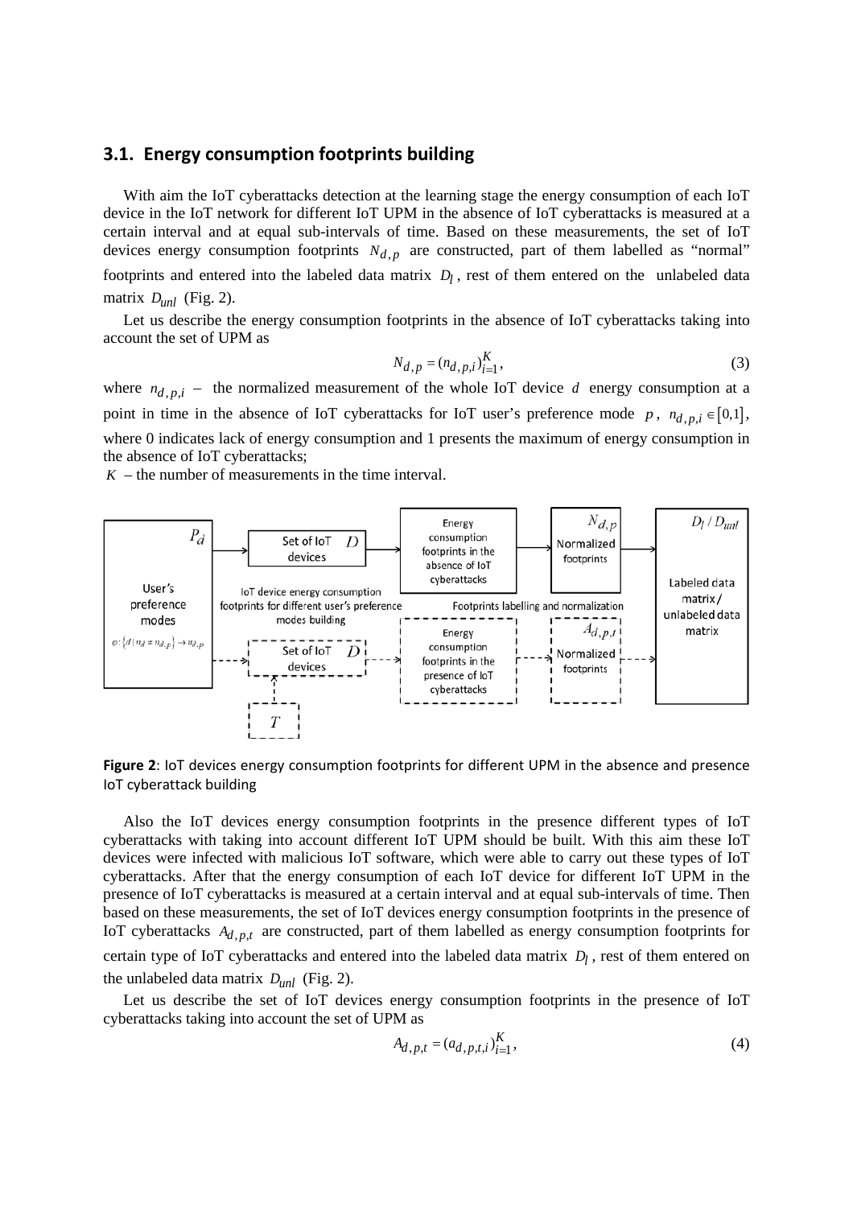### 3.1. Energy consumption footprints building

With aim the IoT cyberattacks detection at the learning stage the energy consumption of each IoT device in the IoT network for different IoT UPM in the absence of IoT cyberattacks is measured at a certain interval and at equal sub-intervals of time. Based on these measurements, the set of IoT devices energy consumption footprints $N_{d,p}$ are constructed, part of them labelled as "normal" footprints and entered into the labeled data matrix $D_l$, rest of them entered on the unlabeled data matrix $D_{unl}$ (Fig. 2).

Let us describe the energy consumption footprints in the absence of IoT cyberattacks taking into account the set of UPM as

$$N_{d,p} = (n_{d,p,i})_{i=1}^{K}, \tag{3}$$

where $n_{d,p,i}$ – the normalized measurement of the whole IoT device $d$ energy consumption at a point in time in the absence of IoT cyberattacks for IoT user's preference mode $p$, $n_{d,p,i} \in [0,1]$, where 0 indicates lack of energy consumption and 1 presents the maximum of energy consumption in the absence of IoT cyberattacks;

$K$ – the number of measurements in the time interval.

**Figure 2**: IoT devices energy consumption footprints for different UPM in the absence and presence IoT cyberattack building

Also the IoT devices energy consumption footprints in the presence different types of IoT cyberattacks with taking into account different IoT UPM should be built. With this aim these IoT devices were infected with malicious IoT software, which were able to carry out these types of IoT cyberattacks. After that the energy consumption of each IoT device for different IoT UPM in the presence of IoT cyberattacks is measured at a certain interval and at equal sub-intervals of time. Then based on these measurements, the set of IoT devices energy consumption footprints in the presence of IoT cyberattacks $A_{d,p,t}$ are constructed, part of them labelled as energy consumption footprints for certain type of IoT cyberattacks and entered into the labeled data matrix $D_l$, rest of them entered on the unlabeled data matrix $D_{unl}$ (Fig. 2).

Let us describe the set of IoT devices energy consumption footprints in the presence of IoT cyberattacks taking into account the set of UPM as

$$A_{d,p,t} = (a_{d,p,t,i})_{i=1}^{K}, \tag{4}$$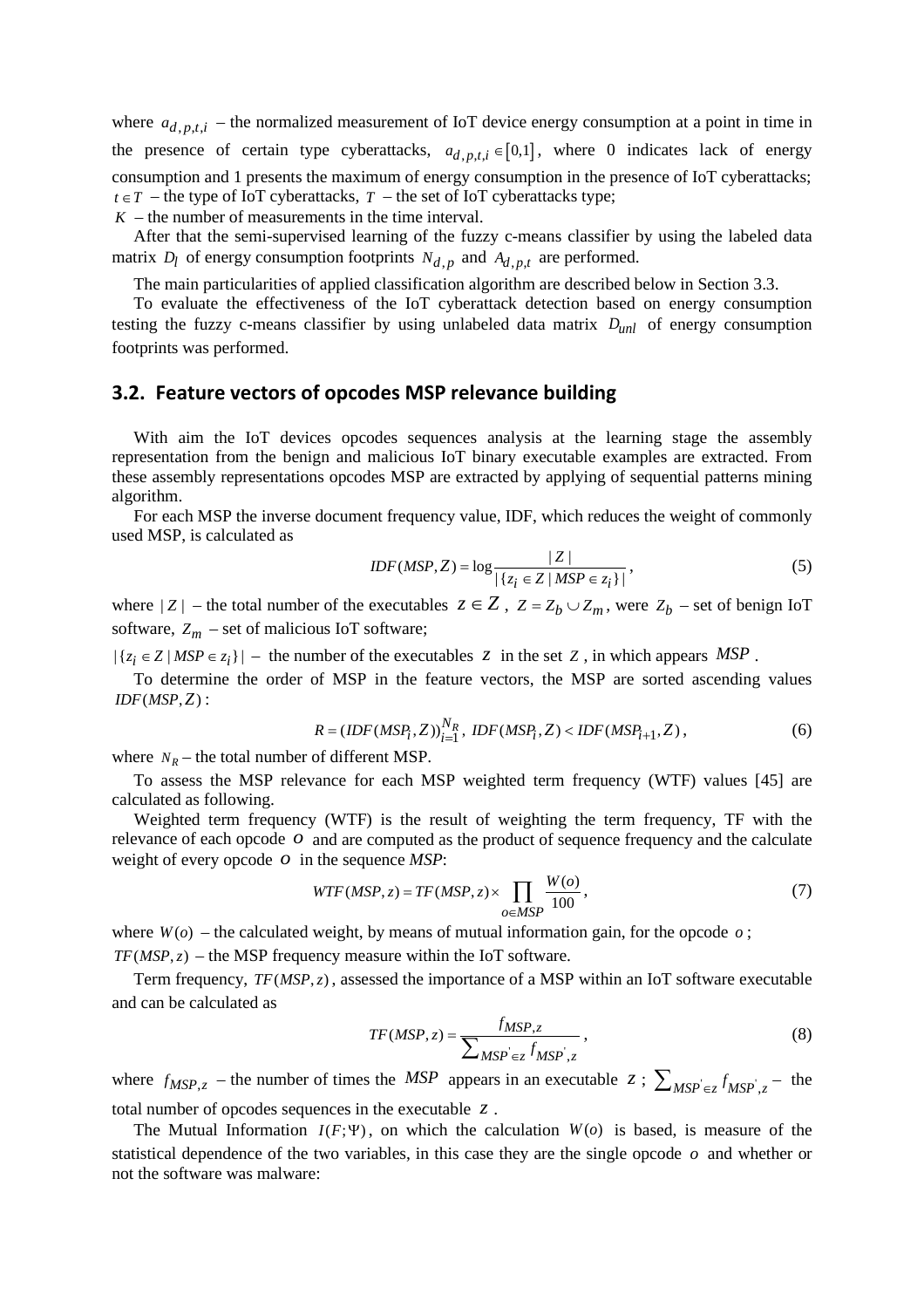where $a_{d,p,t,i}$ – the normalized measurement of IoT device energy consumption at a point in time in the presence of certain type cyberattacks, $a_{d,p,t,i} \in [0,1]$, where 0 indicates lack of energy consumption and 1 presents the maximum of energy consumption in the presence of IoT cyberattacks; $t \in T$ – the type of IoT cyberattacks, $T$ – the set of IoT cyberattacks type;
$K$ – the number of measurements in the time interval.

After that the semi-supervised learning of the fuzzy c-means classifier by using the labeled data matrix $D_l$ of energy consumption footprints $N_{d,p}$ and $A_{d,p,t}$ are performed.

The main particularities of applied classification algorithm are described below in Section 3.3.

To evaluate the effectiveness of the IoT cyberattack detection based on energy consumption testing the fuzzy c-means classifier by using unlabeled data matrix $D_{unl}$ of energy consumption footprints was performed.

## 3.2. Feature vectors of opcodes MSP relevance building

With aim the IoT devices opcodes sequences analysis at the learning stage the assembly representation from the benign and malicious IoT binary executable examples are extracted. From these assembly representations opcodes MSP are extracted by applying of sequential patterns mining algorithm.

For each MSP the inverse document frequency value, IDF, which reduces the weight of commonly used MSP, is calculated as

$$IDF(MSP, Z) = \log \frac{|Z|}{|\{z_i \in Z \mid MSP \in z_i\}|}, \tag{5}$$

where $|Z|$ – the total number of the executables $z \in Z$, $Z = Z_b \cup Z_m$, were $Z_b$ – set of benign IoT software, $Z_m$ – set of malicious IoT software;

$|\{z_i \in Z \mid MSP \in z_i\}|$ – the number of the executables $z$ in the set $Z$, in which appears $MSP$.

To determine the order of MSP in the feature vectors, the MSP are sorted ascending values $IDF(MSP, Z)$:

$$R = (IDF(MSP_i, Z))_{i=1}^{N_R}, \; IDF(MSP_i, Z) < IDF(MSP_{i+1}, Z), \tag{6}$$

where $N_R$ – the total number of different MSP.

To assess the MSP relevance for each MSP weighted term frequency (WTF) values [45] are calculated as following.

Weighted term frequency (WTF) is the result of weighting the term frequency, TF with the relevance of each opcode $o$ and are computed as the product of sequence frequency and the calculate weight of every opcode $o$ in the sequence *MSP*:

$$WTF(MSP, z) = TF(MSP, z) \times \prod_{o \in MSP} \frac{W(o)}{100}, \tag{7}$$

where $W(o)$ – the calculated weight, by means of mutual information gain, for the opcode $o$;
$TF(MSP, z)$ – the MSP frequency measure within the IoT software.

Term frequency, $TF(MSP, z)$, assessed the importance of a MSP within an IoT software executable and can be calculated as

$$TF(MSP, z) = \frac{f_{MSP,z}}{\sum_{MSP' \in z} f_{MSP',z}}, \tag{8}$$

where $f_{MSP,z}$ – the number of times the $MSP$ appears in an executable $z$; $\sum_{MSP' \in z} f_{MSP',z}$ – the total number of opcodes sequences in the executable $z$.

The Mutual Information $I(F;\Psi)$, on which the calculation $W(o)$ is based, is measure of the statistical dependence of the two variables, in this case they are the single opcode $o$ and whether or not the software was malware: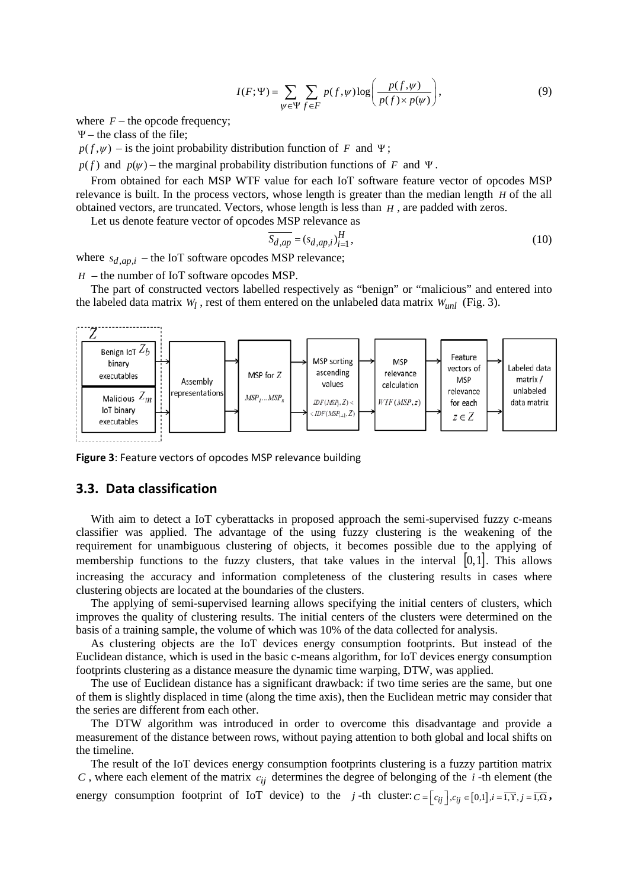$$I(F;\Psi) = \sum_{\psi \in \Psi} \sum_{f \in F} p(f,\psi) \log \left( \frac{p(f,\psi)}{p(f) \times p(\psi)} \right), \tag{9}$$

where $F$ – the opcode frequency;

$\Psi$ – the class of the file;

$p(f,\psi)$ – is the joint probability distribution function of $F$ and $\Psi$;

$p(f)$ and $p(\psi)$ – the marginal probability distribution functions of $F$ and $\Psi$.

From obtained for each MSP WTF value for each IoT software feature vector of opcodes MSP relevance is built. In the process vectors, whose length is greater than the median length $H$ of the all obtained vectors, are truncated. Vectors, whose length is less than $H$, are padded with zeros.

Let us denote feature vector of opcodes MSP relevance as

$$\overline{S_{d,ap}} = (s_{d,ap,i})_{i=1}^{H}, \tag{10}$$

where $s_{d,ap,i}$ – the IoT software opcodes MSP relevance;

$H$ – the number of IoT software opcodes MSP.

The part of constructed vectors labelled respectively as "benign" or "malicious" and entered into the labeled data matrix $W_l$, rest of them entered on the unlabeled data matrix $W_{unl}$ (Fig. 3).

$Z$: Benign IoT $Z_b$ binary executables; Malicious $Z_m$ IoT binary executables → Assembly representations → MSP for $Z$ $MSP_1 \ldots MSP_n$ → MSP sorting ascending values $IDF(MSP_i, Z) < IDF(MSP_{i+1}, Z)$ → MSP relevance calculation $WTF(MSP, z)$ → Feature vectors of MSP relevance for each $z \in Z$ → Labeled data matrix / unlabeled data matrix

**Figure 3**: Feature vectors of opcodes MSP relevance building

## 3.3. Data classification

With aim to detect a IoT cyberattacks in proposed approach the semi-supervised fuzzy c-means classifier was applied. The advantage of the using fuzzy clustering is the weakening of the requirement for unambiguous clustering of objects, it becomes possible due to the applying of membership functions to the fuzzy clusters, that take values in the interval $[0,1]$. This allows increasing the accuracy and information completeness of the clustering results in cases where clustering objects are located at the boundaries of the clusters.

The applying of semi-supervised learning allows specifying the initial centers of clusters, which improves the quality of clustering results. The initial centers of the clusters were determined on the basis of a training sample, the volume of which was 10% of the data collected for analysis.

As clustering objects are the IoT devices energy consumption footprints. But instead of the Euclidean distance, which is used in the basic c-means algorithm, for IoT devices energy consumption footprints clustering as a distance measure the dynamic time warping, DTW, was applied.

The use of Euclidean distance has a significant drawback: if two time series are the same, but one of them is slightly displaced in time (along the time axis), then the Euclidean metric may consider that the series are different from each other.

The DTW algorithm was introduced in order to overcome this disadvantage and provide a measurement of the distance between rows, without paying attention to both global and local shifts on the timeline.

The result of the IoT devices energy consumption footprints clustering is a fuzzy partition matrix $C$, where each element of the matrix $c_{ij}$ determines the degree of belonging of the $i$-th element (the energy consumption footprint of IoT device) to the $j$-th cluster: $C = \left[ c_{ij} \right], c_{ij} \in [0,1], i = \overline{1,\Upsilon}, j = \overline{1,\Omega}$,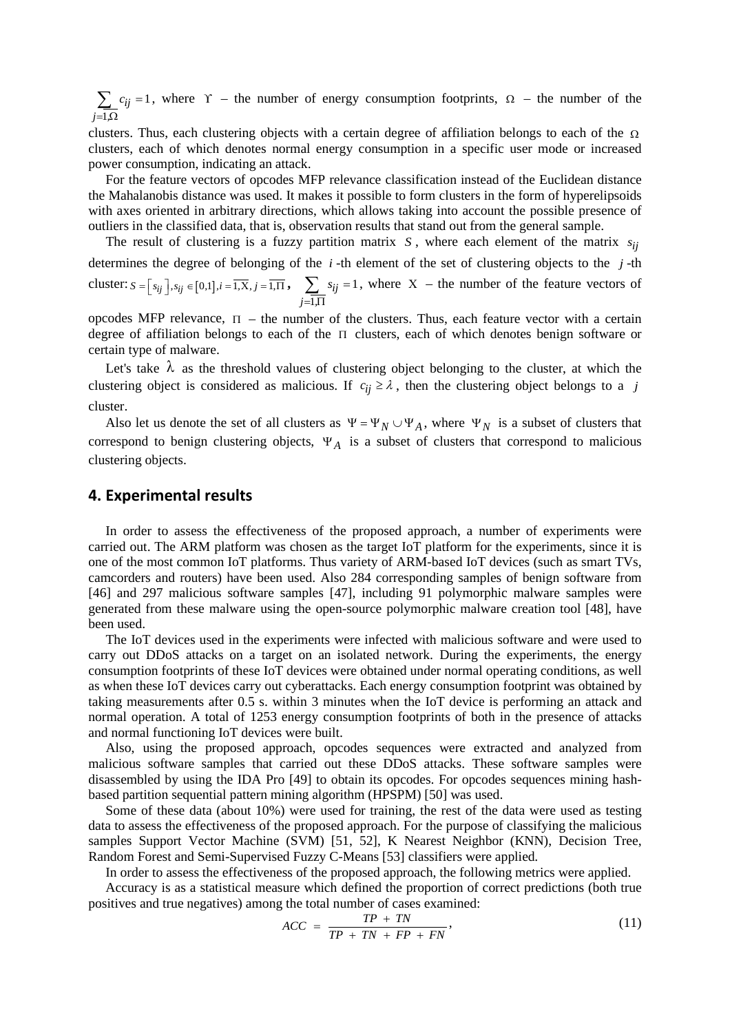$\sum_{j=\overline{1,\Omega}} c_{ij} = 1$, where $\Upsilon$ – the number of energy consumption footprints, $\Omega$ – the number of the clusters. Thus, each clustering objects with a certain degree of affiliation belongs to each of the $\Omega$ clusters, each of which denotes normal energy consumption in a specific user mode or increased power consumption, indicating an attack.

For the feature vectors of opcodes MFP relevance classification instead of the Euclidean distance the Mahalanobis distance was used. It makes it possible to form clusters in the form of hyperelipsoids with axes oriented in arbitrary directions, which allows taking into account the possible presence of outliers in the classified data, that is, observation results that stand out from the general sample.

The result of clustering is a fuzzy partition matrix $S$, where each element of the matrix $s_{ij}$ determines the degree of belonging of the $i$-th element of the set of clustering objects to the $j$-th cluster: $S = \left[ s_{ij} \right], s_{ij} \in [0,1], i = \overline{1,\mathrm{X}}, j = \overline{1,\Pi}$, $\sum_{j=\overline{1,\Pi}} s_{ij} = 1$, where $\mathrm{X}$ – the number of the feature vectors of opcodes MFP relevance, $\Pi$ – the number of the clusters. Thus, each feature vector with a certain degree of affiliation belongs to each of the $\Pi$ clusters, each of which denotes benign software or certain type of malware.

Let's take $\lambda$ as the threshold values of clustering object belonging to the cluster, at which the clustering object is considered as malicious. If $c_{ij} \geq \lambda$, then the clustering object belongs to a $j$ cluster.

Also let us denote the set of all clusters as $\Psi = \Psi_N \cup \Psi_A$, where $\Psi_N$ is a subset of clusters that correspond to benign clustering objects, $\Psi_A$ is a subset of clusters that correspond to malicious clustering objects.

## 4. Experimental results

In order to assess the effectiveness of the proposed approach, a number of experiments were carried out. The ARM platform was chosen as the target IoT platform for the experiments, since it is one of the most common IoT platforms. Thus variety of ARM-based IoT devices (such as smart TVs, camcorders and routers) have been used. Also 284 corresponding samples of benign software from [46] and 297 malicious software samples [47], including 91 polymorphic malware samples were generated from these malware using the open-source polymorphic malware creation tool [48], have been used.

The IoT devices used in the experiments were infected with malicious software and were used to carry out DDoS attacks on a target on an isolated network. During the experiments, the energy consumption footprints of these IoT devices were obtained under normal operating conditions, as well as when these IoT devices carry out cyberattacks. Each energy consumption footprint was obtained by taking measurements after 0.5 s. within 3 minutes when the IoT device is performing an attack and normal operation. A total of 1253 energy consumption footprints of both in the presence of attacks and normal functioning IoT devices were built.

Also, using the proposed approach, opcodes sequences were extracted and analyzed from malicious software samples that carried out these DDoS attacks. These software samples were disassembled by using the IDA Pro [49] to obtain its opcodes. For opcodes sequences mining hash-based partition sequential pattern mining algorithm (HPSPM) [50] was used.

Some of these data (about 10%) were used for training, the rest of the data were used as testing data to assess the effectiveness of the proposed approach. For the purpose of classifying the malicious samples Support Vector Machine (SVM) [51, 52], K Nearest Neighbor (KNN), Decision Tree, Random Forest and Semi-Supervised Fuzzy C-Means [53] classifiers were applied.

In order to assess the effectiveness of the proposed approach, the following metrics were applied.

Accuracy is as a statistical measure which defined the proportion of correct predictions (both true positives and true negatives) among the total number of cases examined:

$$ACC = \frac{TP + TN}{TP + TN + FP + FN}, \tag{11}$$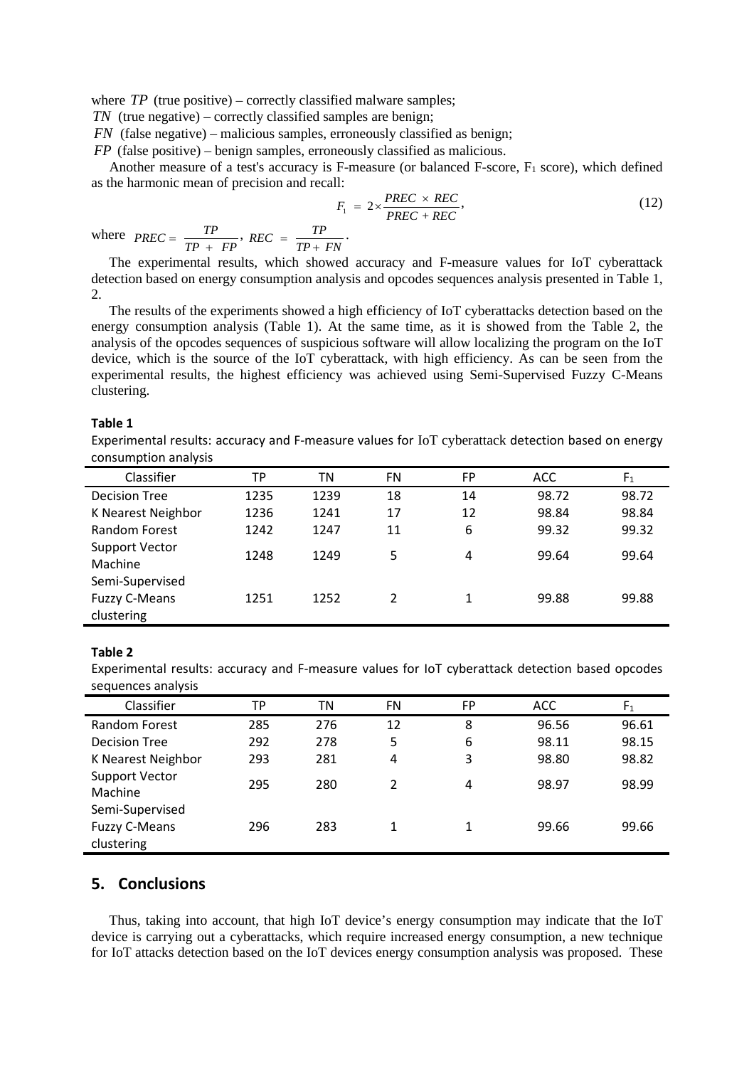where $TP$ (true positive) – correctly classified malware samples;

$TN$ (true negative) – correctly classified samples are benign;

$FN$ (false negative) – malicious samples, erroneously classified as benign;

$FP$ (false positive) – benign samples, erroneously classified as malicious.

Another measure of a test's accuracy is F-measure (or balanced F-score, $F_1$ score), which defined as the harmonic mean of precision and recall:

$$F_1 = 2 \times \frac{PREC \times REC}{PREC + REC}, \tag{12}$$

where $PREC = \frac{TP}{TP + FP}$, $REC = \frac{TP}{TP + FN}$.

The experimental results, which showed accuracy and F-measure values for IoT cyberattack detection based on energy consumption analysis and opcodes sequences analysis presented in Table 1, 2.

The results of the experiments showed a high efficiency of IoT cyberattacks detection based on the energy consumption analysis (Table 1). At the same time, as it is showed from the Table 2, the analysis of the opcodes sequences of suspicious software will allow localizing the program on the IoT device, which is the source of the IoT cyberattack, with high efficiency. As can be seen from the experimental results, the highest efficiency was achieved using Semi-Supervised Fuzzy C-Means clustering.

**Table 1**

Experimental results: accuracy and F-measure values for IoT cyberattack detection based on energy consumption analysis

| Classifier | TP | TN | FN | FP | ACC | $F_1$ |
|---|---|---|---|---|---|---|
| Decision Tree | 1235 | 1239 | 18 | 14 | 98.72 | 98.72 |
| K Nearest Neighbor | 1236 | 1241 | 17 | 12 | 98.84 | 98.84 |
| Random Forest | 1242 | 1247 | 11 | 6 | 99.32 | 99.32 |
| Support Vector Machine | 1248 | 1249 | 5 | 4 | 99.64 | 99.64 |
| Semi-Supervised Fuzzy C-Means clustering | 1251 | 1252 | 2 | 1 | 99.88 | 99.88 |

**Table 2**

Experimental results: accuracy and F-measure values for IoT cyberattack detection based opcodes sequences analysis

| Classifier | TP | TN | FN | FP | ACC | $F_1$ |
|---|---|---|---|---|---|---|
| Random Forest | 285 | 276 | 12 | 8 | 96.56 | 96.61 |
| Decision Tree | 292 | 278 | 5 | 6 | 98.11 | 98.15 |
| K Nearest Neighbor | 293 | 281 | 4 | 3 | 98.80 | 98.82 |
| Support Vector Machine | 295 | 280 | 2 | 4 | 98.97 | 98.99 |
| Semi-Supervised Fuzzy C-Means clustering | 296 | 283 | 1 | 1 | 99.66 | 99.66 |

## 5. Conclusions

Thus, taking into account, that high IoT device's energy consumption may indicate that the IoT device is carrying out a cyberattacks, which require increased energy consumption, a new technique for IoT attacks detection based on the IoT devices energy consumption analysis was proposed. These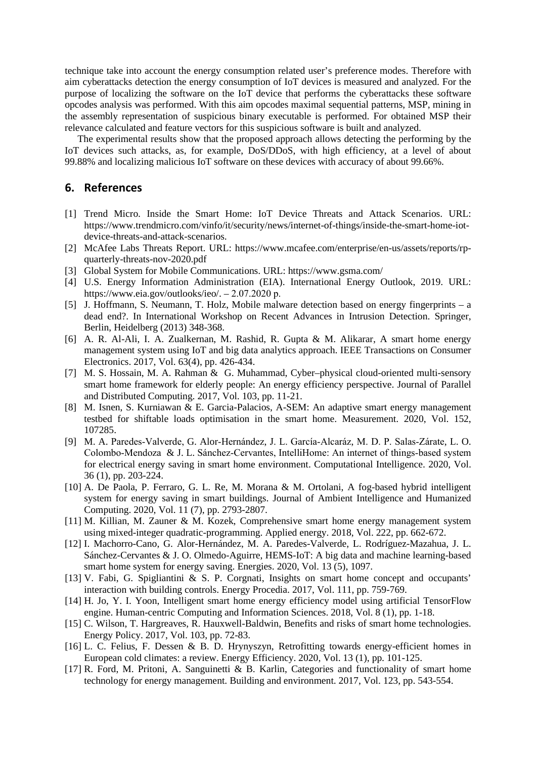technique take into account the energy consumption related user's preference modes. Therefore with aim cyberattacks detection the energy consumption of IoT devices is measured and analyzed. For the purpose of localizing the software on the IoT device that performs the cyberattacks these software opcodes analysis was performed. With this aim opcodes maximal sequential patterns, MSP, mining in the assembly representation of suspicious binary executable is performed. For obtained MSP their relevance calculated and feature vectors for this suspicious software is built and analyzed.

The experimental results show that the proposed approach allows detecting the performing by the IoT devices such attacks, as, for example, DoS/DDoS, with high efficiency, at a level of about 99.88% and localizing malicious IoT software on these devices with accuracy of about 99.66%.

## 6. References

[1] Trend Micro. Inside the Smart Home: IoT Device Threats and Attack Scenarios. URL: https://www.trendmicro.com/vinfo/it/security/news/internet-of-things/inside-the-smart-home-iot-device-threats-and-attack-scenarios.

[2] McAfee Labs Threats Report. URL: https://www.mcafee.com/enterprise/en-us/assets/reports/rp-quarterly-threats-nov-2020.pdf

[3] Global System for Mobile Communications. URL: https://www.gsma.com/

[4] U.S. Energy Information Administration (EIA). International Energy Outlook, 2019. URL: https://www.eia.gov/outlooks/ieo/. – 2.07.2020 p.

[5] J. Hoffmann, S. Neumann, T. Holz, Mobile malware detection based on energy fingerprints – a dead end?. In International Workshop on Recent Advances in Intrusion Detection. Springer, Berlin, Heidelberg (2013) 348-368.

[6] A. R. Al-Ali, I. A. Zualkernan, M. Rashid, R. Gupta & M. Alikarar, A smart home energy management system using IoT and big data analytics approach. IEEE Transactions on Consumer Electronics. 2017, Vol. 63(4), pp. 426-434.

[7] M. S. Hossain, M. A. Rahman & G. Muhammad, Cyber–physical cloud-oriented multi-sensory smart home framework for elderly people: An energy efficiency perspective. Journal of Parallel and Distributed Computing. 2017, Vol. 103, pp. 11-21.

[8] M. Isnen, S. Kurniawan & E. Garcia-Palacios, A-SEM: An adaptive smart energy management testbed for shiftable loads optimisation in the smart home. Measurement. 2020, Vol. 152, 107285.

[9] M. A. Paredes-Valverde, G. Alor-Hernández, J. L. García-Alcaráz, M. D. P. Salas-Zárate, L. O. Colombo-Mendoza & J. L. Sánchez-Cervantes, IntelliHome: An internet of things-based system for electrical energy saving in smart home environment. Computational Intelligence. 2020, Vol. 36 (1), pp. 203-224.

[10] A. De Paola, P. Ferraro, G. L. Re, M. Morana & M. Ortolani, A fog-based hybrid intelligent system for energy saving in smart buildings. Journal of Ambient Intelligence and Humanized Computing. 2020, Vol. 11 (7), pp. 2793-2807.

[11] M. Killian, M. Zauner & M. Kozek, Comprehensive smart home energy management system using mixed-integer quadratic-programming. Applied energy. 2018, Vol. 222, pp. 662-672.

[12] I. Machorro-Cano, G. Alor-Hernández, M. A. Paredes-Valverde, L. Rodríguez-Mazahua, J. L. Sánchez-Cervantes & J. O. Olmedo-Aguirre, HEMS-IoT: A big data and machine learning-based smart home system for energy saving. Energies. 2020, Vol. 13 (5), 1097.

[13] V. Fabi, G. Spigliantini & S. P. Corgnati, Insights on smart home concept and occupants' interaction with building controls. Energy Procedia. 2017, Vol. 111, pp. 759-769.

[14] H. Jo, Y. I. Yoon, Intelligent smart home energy efficiency model using artificial TensorFlow engine. Human-centric Computing and Information Sciences. 2018, Vol. 8 (1), pp. 1-18.

[15] C. Wilson, T. Hargreaves, R. Hauxwell-Baldwin, Benefits and risks of smart home technologies. Energy Policy. 2017, Vol. 103, pp. 72-83.

[16] L. C. Felius, F. Dessen & B. D. Hrynyszyn, Retrofitting towards energy-efficient homes in European cold climates: a review. Energy Efficiency. 2020, Vol. 13 (1), pp. 101-125.

[17] R. Ford, M. Pritoni, A. Sanguinetti & B. Karlin, Categories and functionality of smart home technology for energy management. Building and environment. 2017, Vol. 123, pp. 543-554.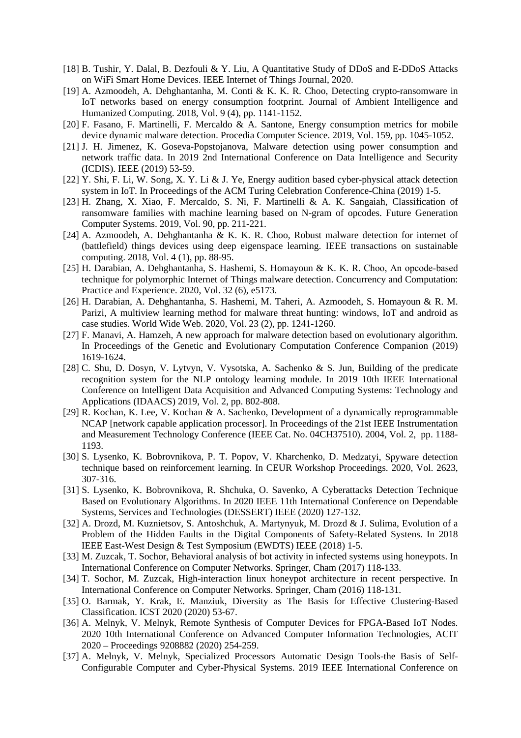[18] B. Tushir, Y. Dalal, B. Dezfouli & Y. Liu, A Quantitative Study of DDoS and E-DDoS Attacks on WiFi Smart Home Devices. IEEE Internet of Things Journal, 2020.

[19] A. Azmoodeh, A. Dehghantanha, M. Conti & K. K. R. Choo, Detecting crypto-ransomware in IoT networks based on energy consumption footprint. Journal of Ambient Intelligence and Humanized Computing. 2018, Vol. 9 (4), pp. 1141-1152.

[20] F. Fasano, F. Martinelli, F. Mercaldo & A. Santone, Energy consumption metrics for mobile device dynamic malware detection. Procedia Computer Science. 2019, Vol. 159, pp. 1045-1052.

[21] J. H. Jimenez, K. Goseva-Popstojanova, Malware detection using power consumption and network traffic data. In 2019 2nd International Conference on Data Intelligence and Security (ICDIS). IEEE (2019) 53-59.

[22] Y. Shi, F. Li, W. Song, X. Y. Li & J. Ye, Energy audition based cyber-physical attack detection system in IoT. In Proceedings of the ACM Turing Celebration Conference-China (2019) 1-5.

[23] H. Zhang, X. Xiao, F. Mercaldo, S. Ni, F. Martinelli & A. K. Sangaiah, Classification of ransomware families with machine learning based on N-gram of opcodes. Future Generation Computer Systems. 2019, Vol. 90, pp. 211-221.

[24] A. Azmoodeh, A. Dehghantanha & K. K. R. Choo, Robust malware detection for internet of (battlefield) things devices using deep eigenspace learning. IEEE transactions on sustainable computing. 2018, Vol. 4 (1), pp. 88-95.

[25] H. Darabian, A. Dehghantanha, S. Hashemi, S. Homayoun & K. K. R. Choo, An opcode-based technique for polymorphic Internet of Things malware detection. Concurrency and Computation: Practice and Experience. 2020, Vol. 32 (6), e5173.

[26] H. Darabian, A. Dehghantanha, S. Hashemi, M. Taheri, A. Azmoodeh, S. Homayoun & R. M. Parizi, A multiview learning method for malware threat hunting: windows, IoT and android as case studies. World Wide Web. 2020, Vol. 23 (2), pp. 1241-1260.

[27] F. Manavi, A. Hamzeh, A new approach for malware detection based on evolutionary algorithm. In Proceedings of the Genetic and Evolutionary Computation Conference Companion (2019) 1619-1624.

[28] C. Shu, D. Dosyn, V. Lytvyn, V. Vysotska, A. Sachenko & S. Jun, Building of the predicate recognition system for the NLP ontology learning module. In 2019 10th IEEE International Conference on Intelligent Data Acquisition and Advanced Computing Systems: Technology and Applications (IDAACS) 2019, Vol. 2, pp. 802-808.

[29] R. Kochan, K. Lee, V. Kochan & A. Sachenko, Development of a dynamically reprogrammable NCAP [network capable application processor]. In Proceedings of the 21st IEEE Instrumentation and Measurement Technology Conference (IEEE Cat. No. 04CH37510). 2004, Vol. 2, pp. 1188-1193.

[30] S. Lysenko, K. Bobrovnikova, P. T. Popov, V. Kharchenko, D. Medzatyi, Spyware detection technique based on reinforcement learning. In CEUR Workshop Proceedings. 2020, Vol. 2623, 307-316.

[31] S. Lysenko, K. Bobrovnikova, R. Shchuka, O. Savenko, A Cyberattacks Detection Technique Based on Evolutionary Algorithms. In 2020 IEEE 11th International Conference on Dependable Systems, Services and Technologies (DESSERT) IEEE (2020) 127-132.

[32] A. Drozd, M. Kuznietsov, S. Antoshchuk, A. Martynyuk, M. Drozd & J. Sulima, Evolution of a Problem of the Hidden Faults in the Digital Components of Safety-Related Systens. In 2018 IEEE East-West Design & Test Symposium (EWDTS) IEEE (2018) 1-5.

[33] M. Zuzcak, T. Sochor, Behavioral analysis of bot activity in infected systems using honeypots. In International Conference on Computer Networks. Springer, Cham (2017) 118-133.

[34] T. Sochor, M. Zuzcak, High-interaction linux honeypot architecture in recent perspective. In International Conference on Computer Networks. Springer, Cham (2016) 118-131.

[35] O. Barmak, Y. Krak, E. Manziuk, Diversity as The Basis for Effective Clustering-Based Classification. ICST 2020 (2020) 53-67.

[36] A. Melnyk, V. Melnyk, Remote Synthesis of Computer Devices for FPGA-Based IoT Nodes. 2020 10th International Conference on Advanced Computer Information Technologies, ACIT 2020 – Proceedings 9208882 (2020) 254-259.

[37] A. Melnyk, V. Melnyk, Specialized Processors Automatic Design Tools-the Basis of Self-Configurable Computer and Cyber-Physical Systems. 2019 IEEE International Conference on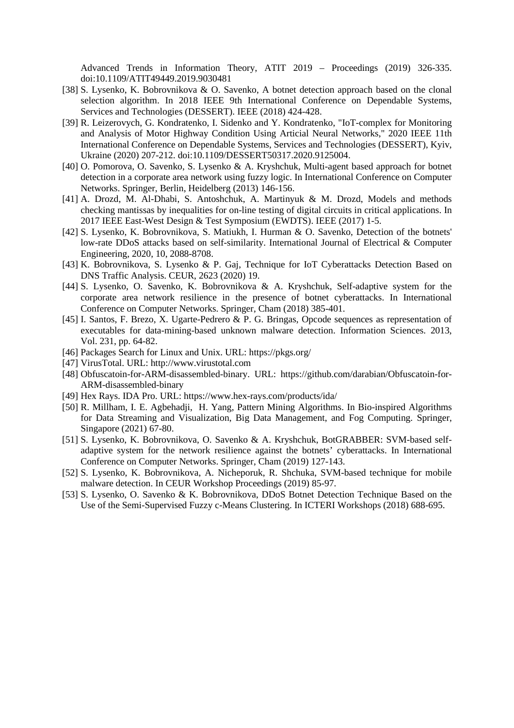Advanced Trends in Information Theory, ATIT 2019 – Proceedings (2019) 326-335. doi:10.1109/ATIT49449.2019.9030481

[38] S. Lysenko, K. Bobrovnikova & O. Savenko, A botnet detection approach based on the clonal selection algorithm. In 2018 IEEE 9th International Conference on Dependable Systems, Services and Technologies (DESSERT). IEEE (2018) 424-428.

[39] R. Leizerovych, G. Kondratenko, I. Sidenko and Y. Kondratenko, "IoT-complex for Monitoring and Analysis of Motor Highway Condition Using Articial Neural Networks," 2020 IEEE 11th International Conference on Dependable Systems, Services and Technologies (DESSERT), Kyiv, Ukraine (2020) 207-212. doi:10.1109/DESSERT50317.2020.9125004.

[40] O. Pomorova, O. Savenko, S. Lysenko & A. Kryshchuk, Multi-agent based approach for botnet detection in a corporate area network using fuzzy logic. In International Conference on Computer Networks. Springer, Berlin, Heidelberg (2013) 146-156.

[41] A. Drozd, M. Al-Dhabi, S. Antoshchuk, A. Martinyuk & M. Drozd, Models and methods checking mantissas by inequalities for on-line testing of digital circuits in critical applications. In 2017 IEEE East-West Design & Test Symposium (EWDTS). IEEE (2017) 1-5.

[42] S. Lysenko, K. Bobrovnikova, S. Matiukh, I. Hurman & O. Savenko, Detection of the botnets' low-rate DDoS attacks based on self-similarity. International Journal of Electrical & Computer Engineering, 2020, 10, 2088-8708.

[43] K. Bobrovnikova, S. Lysenko & P. Gaj, Technique for IoT Cyberattacks Detection Based on DNS Traffic Analysis. CEUR, 2623 (2020) 19.

[44] S. Lysenko, O. Savenko, K. Bobrovnikova & A. Kryshchuk, Self-adaptive system for the corporate area network resilience in the presence of botnet cyberattacks. In International Conference on Computer Networks. Springer, Cham (2018) 385-401.

[45] I. Santos, F. Brezo, X. Ugarte-Pedrero & P. G. Bringas, Opcode sequences as representation of executables for data-mining-based unknown malware detection. Information Sciences. 2013, Vol. 231, pp. 64-82.

[46] Packages Search for Linux and Unix. URL: https://pkgs.org/

[47] VirusTotal. URL: http://www.virustotal.com

[48] Obfuscatoin-for-ARM-disassembled-binary. URL: https://github.com/darabian/Obfuscatoin-for-ARM-disassembled-binary

[49] Hex Rays. IDA Pro. URL: https://www.hex-rays.com/products/ida/

[50] R. Millham, I. E. Agbehadji, H. Yang, Pattern Mining Algorithms. In Bio-inspired Algorithms for Data Streaming and Visualization, Big Data Management, and Fog Computing. Springer, Singapore (2021) 67-80.

[51] S. Lysenko, K. Bobrovnikova, O. Savenko & A. Kryshchuk, BotGRABBER: SVM-based self-adaptive system for the network resilience against the botnets' cyberattacks. In International Conference on Computer Networks. Springer, Cham (2019) 127-143.

[52] S. Lysenko, K. Bobrovnikova, A. Nicheporuk, R. Shchuka, SVM-based technique for mobile malware detection. In CEUR Workshop Proceedings (2019) 85-97.

[53] S. Lysenko, O. Savenko & K. Bobrovnikova, DDoS Botnet Detection Technique Based on the Use of the Semi-Supervised Fuzzy c-Means Clustering. In ICTERI Workshops (2018) 688-695.